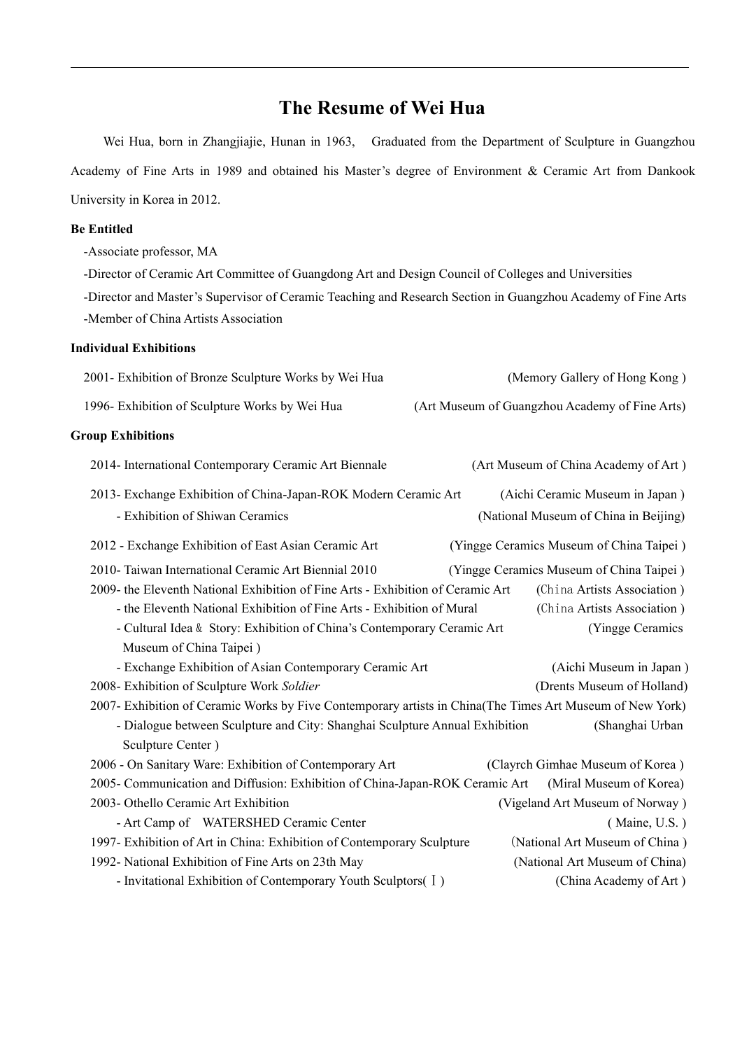# The Resume of Wei Hua

Wei Hua, born in Zhangjiajie, Hunan in 1963, Graduated from the Department of Sculpture in Guangzhou Academy of Fine Arts in 1989 and obtained his Master's degree of Environment & Ceramic Art from Dankook University in Korea in 2012.

**Be Entitled**

-Associate professor, MA

-Director of Ceramic Art Committee of Guangdong Art and Design Council of Colleges and Universities

-Director and Master's Supervisor of Ceramic Teaching and Research Section in Guangzhou Academy of Fine Arts

-Member of China Artists Association

**Individual Exhibitions**

2001- Exhibition of Bronze Sculpture Works by Wei Hua (Memory Gallery of Hong Kong )

1996- Exhibition of Sculpture Works by Wei Hua (Art Museum of Guangzhou Academy of Fine Arts)

**Group Exhibitions**

2014- International Contemporary Ceramic Art Biennale (Art Museum of China Academy of Art )

2013- Exchange Exhibition of China-Japan-ROK Modern Ceramic Art (Aichi Ceramic Museum in Japan )

- Exhibition of Shiwan Ceramics (National Museum of China in Beijing)

2012 - Exchange Exhibition of East Asian Ceramic Art (Yingge Ceramics Museum of China Taipei )

2010- Taiwan International Ceramic Art Biennial 2010 (Yingge Ceramics Museum of China Taipei )

2009- the Eleventh National Exhibition of Fine Arts - Exhibition of Ceramic Art (China Artists Association )

- the Eleventh National Exhibition of Fine Arts - Exhibition of Mural (China Artists Association )
- Cultural Idea & Story: Exhibition of China's Contemporary Ceramic Art (Yingge Ceramics Museum of China Taipei )
- Exchange Exhibition of Asian Contemporary Ceramic Art (Aichi Museum in Japan )

2008- Exhibition of Sculpture Work *Soldier* (Drents Museum of Holland)

2007- Exhibition of Ceramic Works by Five Contemporary artists in China(The Times Art Museum of New York)

- Dialogue between Sculpture and City: Shanghai Sculpture Annual Exhibition (Shanghai Urban Sculpture Center )

2006 - On Sanitary Ware: Exhibition of Contemporary Art (Clayrch Gimhae Museum of Korea )

2005- Communication and Diffusion: Exhibition of China-Japan-ROK Ceramic Art (Miral Museum of Korea)

2003- Othello Ceramic Art Exhibition (Vigeland Art Museum of Norway )

- Art Camp of WATERSHED Ceramic Center ( Maine, U.S. )

1997- Exhibition of Art in China: Exhibition of Contemporary Sculpture (National Art Museum of China )

1992- National Exhibition of Fine Arts on 23th May (National Art Museum of China)

- Invitational Exhibition of Contemporary Youth Sculptors( Ⅰ ) (China Academy of Art )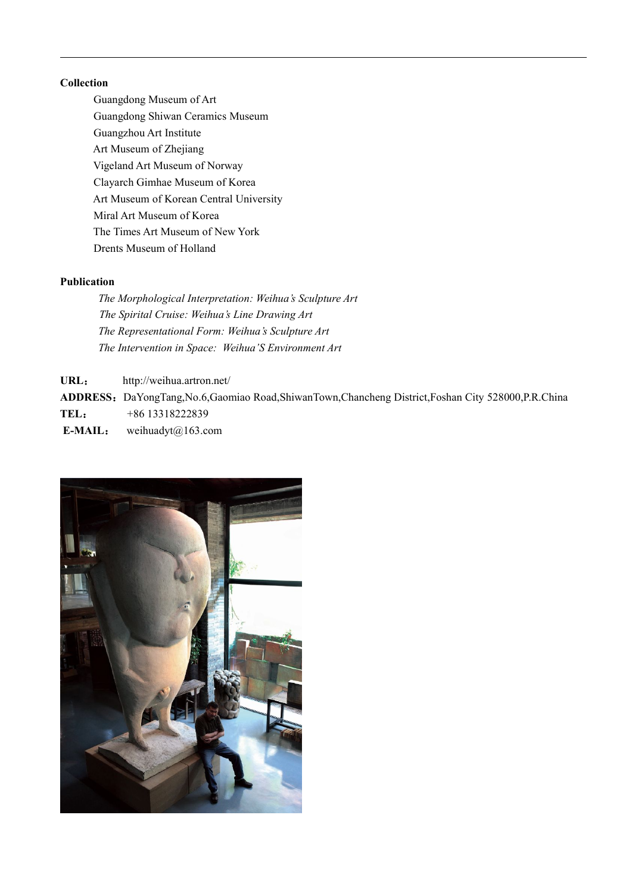**Collection**

Guangdong Museum of Art
Guangdong Shiwan Ceramics Museum
Guangzhou Art Institute
Art Museum of Zhejiang
Vigeland Art Museum of Norway
Clayarch Gimhae Museum of Korea
Art Museum of Korean Central University
Miral Art Museum of Korea
The Times Art Museum of New York
Drents Museum of Holland

**Publication**

*The Morphological Interpretation: Weihua's Sculpture Art*
*The Spirital Cruise: Weihua's Line Drawing Art*
*The Representational Form: Weihua's Sculpture Art*
*The Intervention in Space: Weihua'S Environment Art*

**URL：** http://weihua.artron.net/
**ADDRESS：** DaYongTang,No.6,Gaomiao Road,ShiwanTown,Chancheng District,Foshan City 528000,P.R.China
**TEL：** +86 13318222839
**E-MAIL：** weihuadyt@163.com